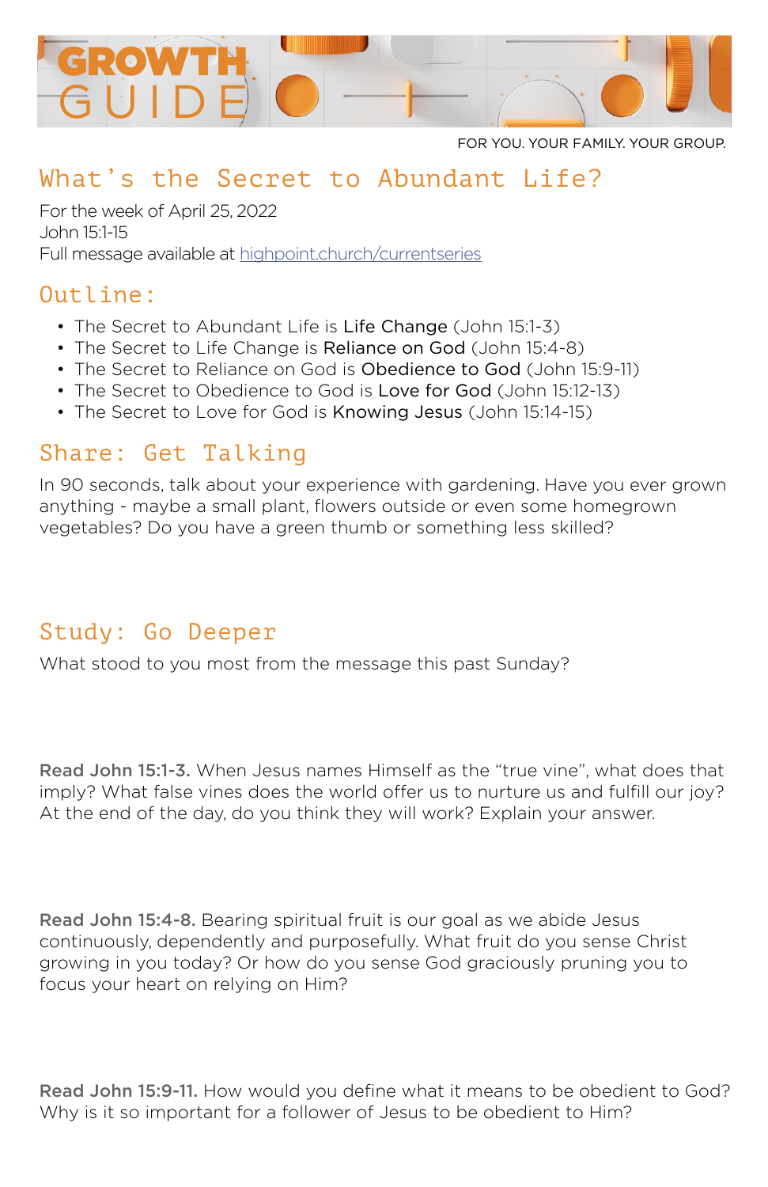# GROWTH GUIDE

FOR YOU. YOUR FAMILY. YOUR GROUP.

## What's the Secret to Abundant Life?

For the week of April 25, 2022
John 15:1-15
Full message available at [highpoint.church/currentseries](highpoint.church/currentseries)

## Outline:

- The Secret to Abundant Life is **Life Change** (John 15:1-3)
- The Secret to Life Change is **Reliance on God** (John 15:4-8)
- The Secret to Reliance on God is **Obedience to God** (John 15:9-11)
- The Secret to Obedience to God is **Love for God** (John 15:12-13)
- The Secret to Love for God is **Knowing Jesus** (John 15:14-15)

## Share: Get Talking

In 90 seconds, talk about your experience with gardening. Have you ever grown anything - maybe a small plant, flowers outside or even some homegrown vegetables? Do you have a green thumb or something less skilled?

## Study: Go Deeper

What stood to you most from the message this past Sunday?

**Read John 15:1-3.** When Jesus names Himself as the "true vine", what does that imply? What false vines does the world offer us to nurture us and fulfill our joy? At the end of the day, do you think they will work? Explain your answer.

**Read John 15:4-8.** Bearing spiritual fruit is our goal as we abide Jesus continuously, dependently and purposefully. What fruit do you sense Christ growing in you today? Or how do you sense God graciously pruning you to focus your heart on relying on Him?

**Read John 15:9-11.** How would you define what it means to be obedient to God? Why is it so important for a follower of Jesus to be obedient to Him?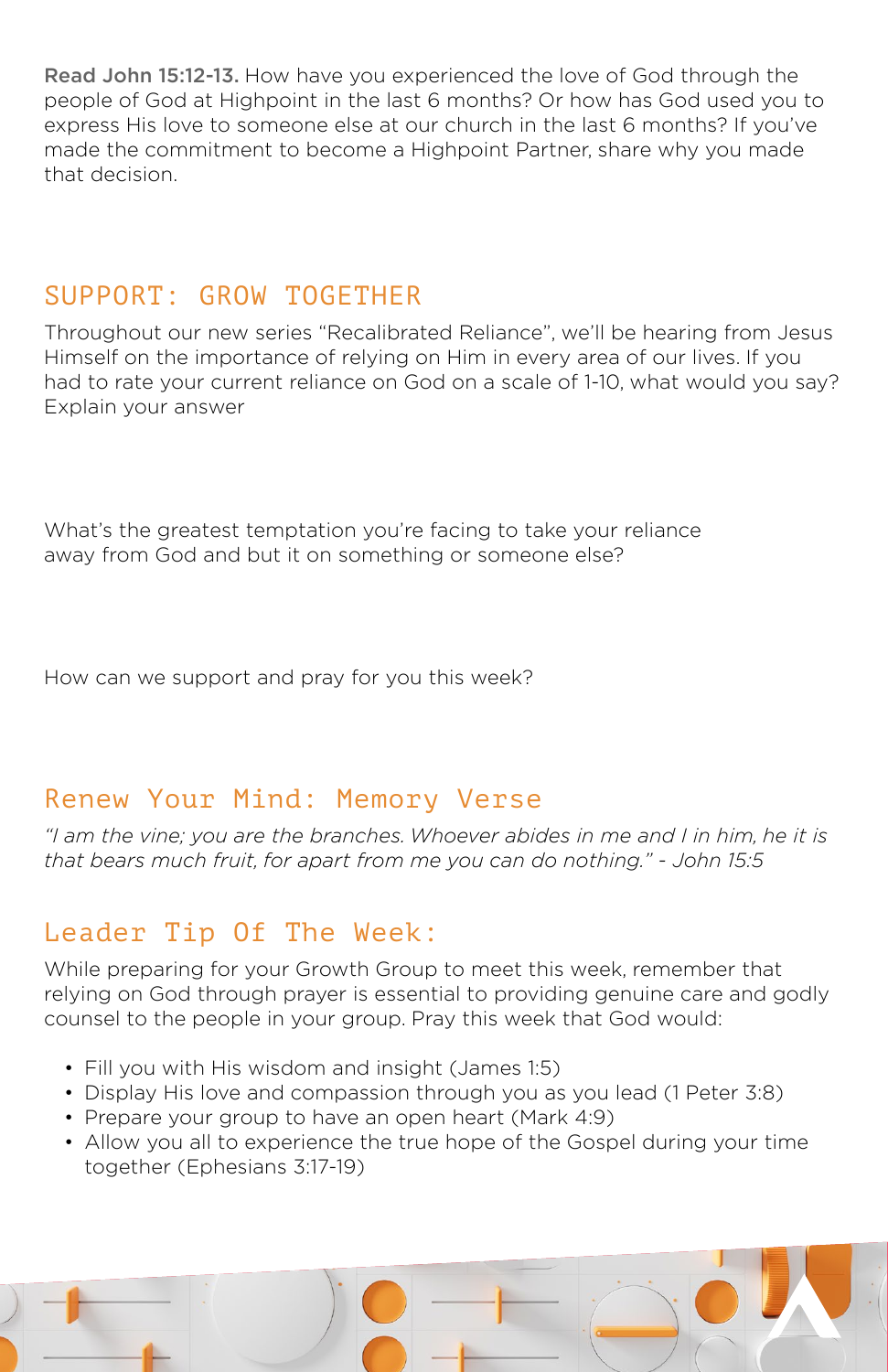**Read John 15:12-13.** How have you experienced the love of God through the people of God at Highpoint in the last 6 months? Or how has God used you to express His love to someone else at our church in the last 6 months? If you've made the commitment to become a Highpoint Partner, share why you made that decision.

## SUPPORT: GROW TOGETHER

Throughout our new series "Recalibrated Reliance", we'll be hearing from Jesus Himself on the importance of relying on Him in every area of our lives. If you had to rate your current reliance on God on a scale of 1-10, what would you say? Explain your answer

What's the greatest temptation you're facing to take your reliance away from God and but it on something or someone else?

How can we support and pray for you this week?

## Renew Your Mind: Memory Verse

*"I am the vine; you are the branches. Whoever abides in me and I in him, he it is that bears much fruit, for apart from me you can do nothing." - John 15:5*

## Leader Tip Of The Week:

While preparing for your Growth Group to meet this week, remember that relying on God through prayer is essential to providing genuine care and godly counsel to the people in your group. Pray this week that God would:

- Fill you with His wisdom and insight (James 1:5)
- Display His love and compassion through you as you lead (1 Peter 3:8)
- Prepare your group to have an open heart (Mark 4:9)
- Allow you all to experience the true hope of the Gospel during your time together (Ephesians 3:17-19)